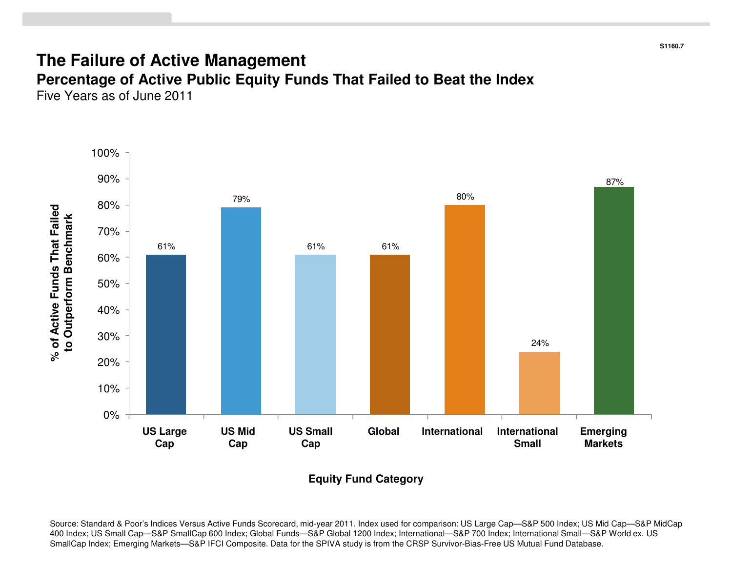S1160.7

# The Failure of Active Management

## Percentage of Active Public Equity Funds That Failed to Beat the Index

Five Years as of June 2011

| Equity Fund Category | % of Active Funds That Failed to Outperform Benchmark |
|---|---|
| US Large Cap | 61% |
| US Mid Cap | 79% |
| US Small Cap | 61% |
| Global | 61% |
| International | 80% |
| International Small | 24% |
| Emerging Markets | 87% |

Source: Standard & Poor's Indices Versus Active Funds Scorecard, mid-year 2011. Index used for comparison: US Large Cap—S&P 500 Index; US Mid Cap—S&P MidCap 400 Index; US Small Cap—S&P SmallCap 600 Index; Global Funds—S&P Global 1200 Index; International—S&P 700 Index; International Small—S&P World ex. US SmallCap Index; Emerging Markets—S&P IFCI Composite. Data for the SPIVA study is from the CRSP Survivor-Bias-Free US Mutual Fund Database.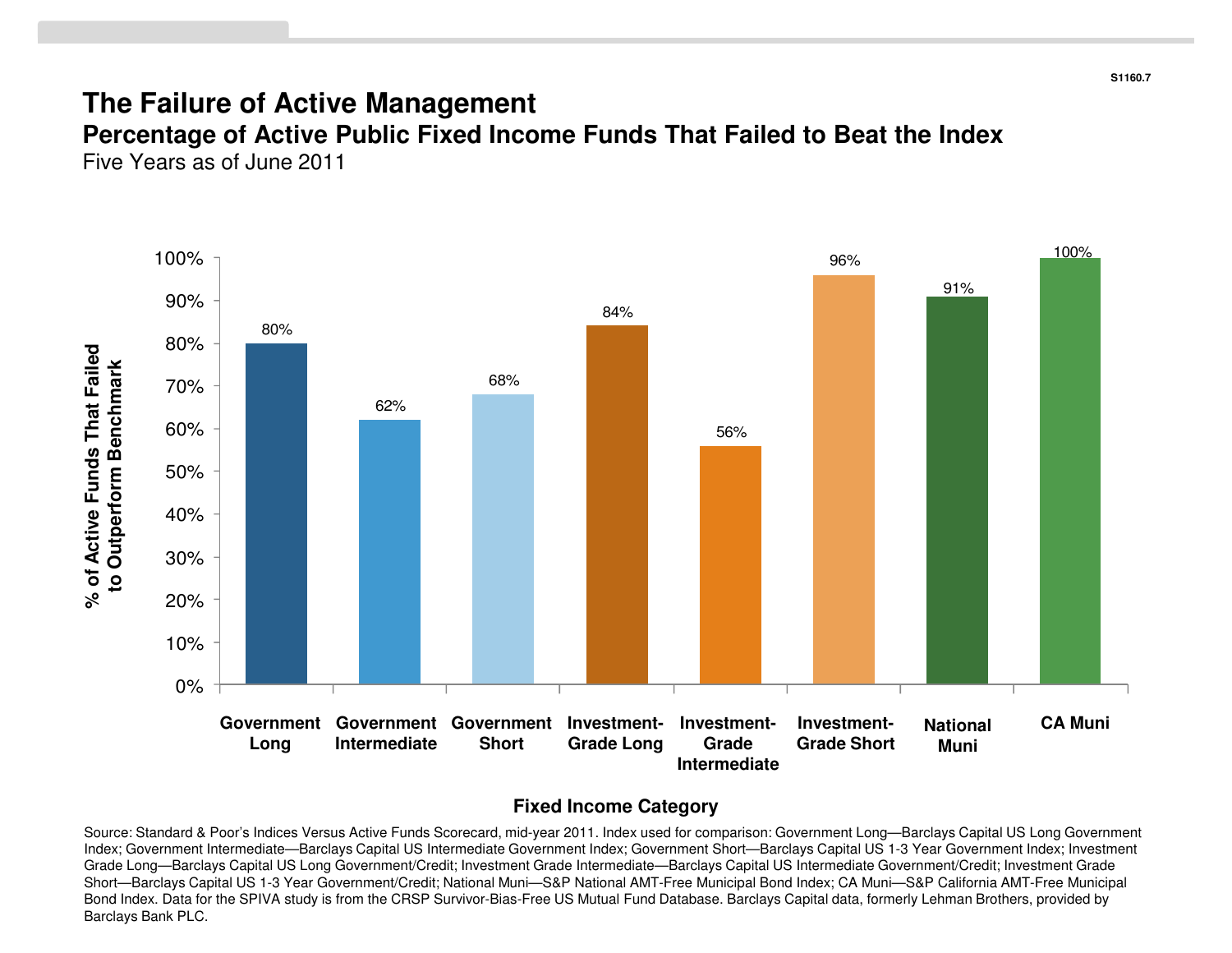S1160.7

# The Failure of Active Management

## Percentage of Active Public Fixed Income Funds That Failed to Beat the Index

Five Years as of June 2011

| Fixed Income Category | % of Active Funds That Failed to Outperform Benchmark |
|---|---|
| Government Long | 80% |
| Government Intermediate | 62% |
| Government Short | 68% |
| Investment-Grade Long | 84% |
| Investment-Grade Intermediate | 56% |
| Investment-Grade Short | 96% |
| National Muni | 91% |
| CA Muni | 100% |

Source: Standard & Poor's Indices Versus Active Funds Scorecard, mid-year 2011. Index used for comparison: Government Long—Barclays Capital US Long Government Index; Government Intermediate—Barclays Capital US Intermediate Government Index; Government Short—Barclays Capital US 1-3 Year Government Index; Investment Grade Long—Barclays Capital US Long Government/Credit; Investment Grade Intermediate—Barclays Capital US Intermediate Government/Credit; Investment Grade Short—Barclays Capital US 1-3 Year Government/Credit; National Muni—S&P National AMT-Free Municipal Bond Index; CA Muni—S&P California AMT-Free Municipal Bond Index. Data for the SPIVA study is from the CRSP Survivor-Bias-Free US Mutual Fund Database. Barclays Capital data, formerly Lehman Brothers, provided by Barclays Bank PLC.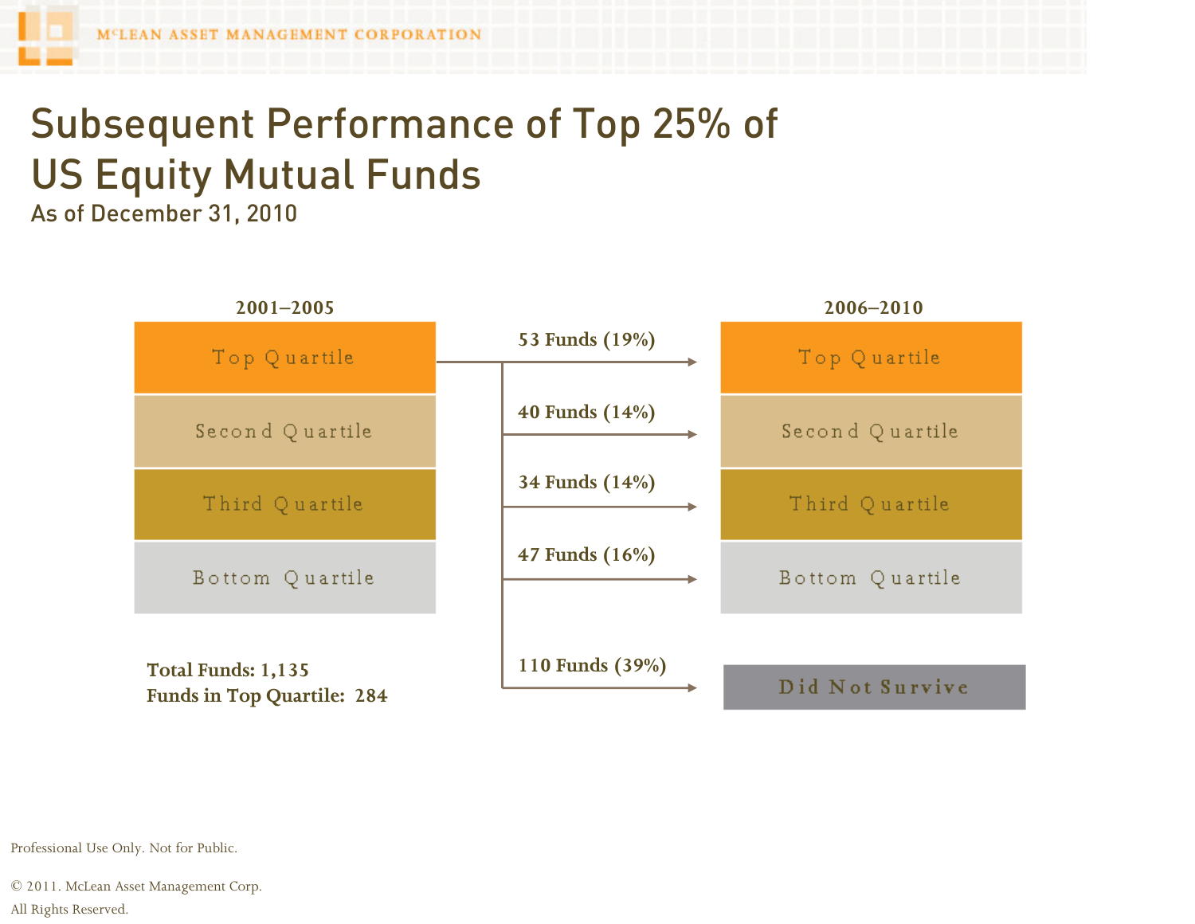# Subsequent Performance of Top 25% of US Equity Mutual Funds

As of December 31, 2010

| 2001–2005 | | 2006–2010 |
|---|---|---|
| Top Quartile | 53 Funds (19%) → | Top Quartile |
| | 40 Funds (14%) → | Second Quartile |
| | 34 Funds (14%) → | Third Quartile |
| | 47 Funds (16%) → | Bottom Quartile |
| | 110 Funds (39%) → | Did Not Survive |

**Total Funds: 1,135**
**Funds in Top Quartile: 284**

Professional Use Only. Not for Public.

© 2011. McLean Asset Management Corp.
All Rights Reserved.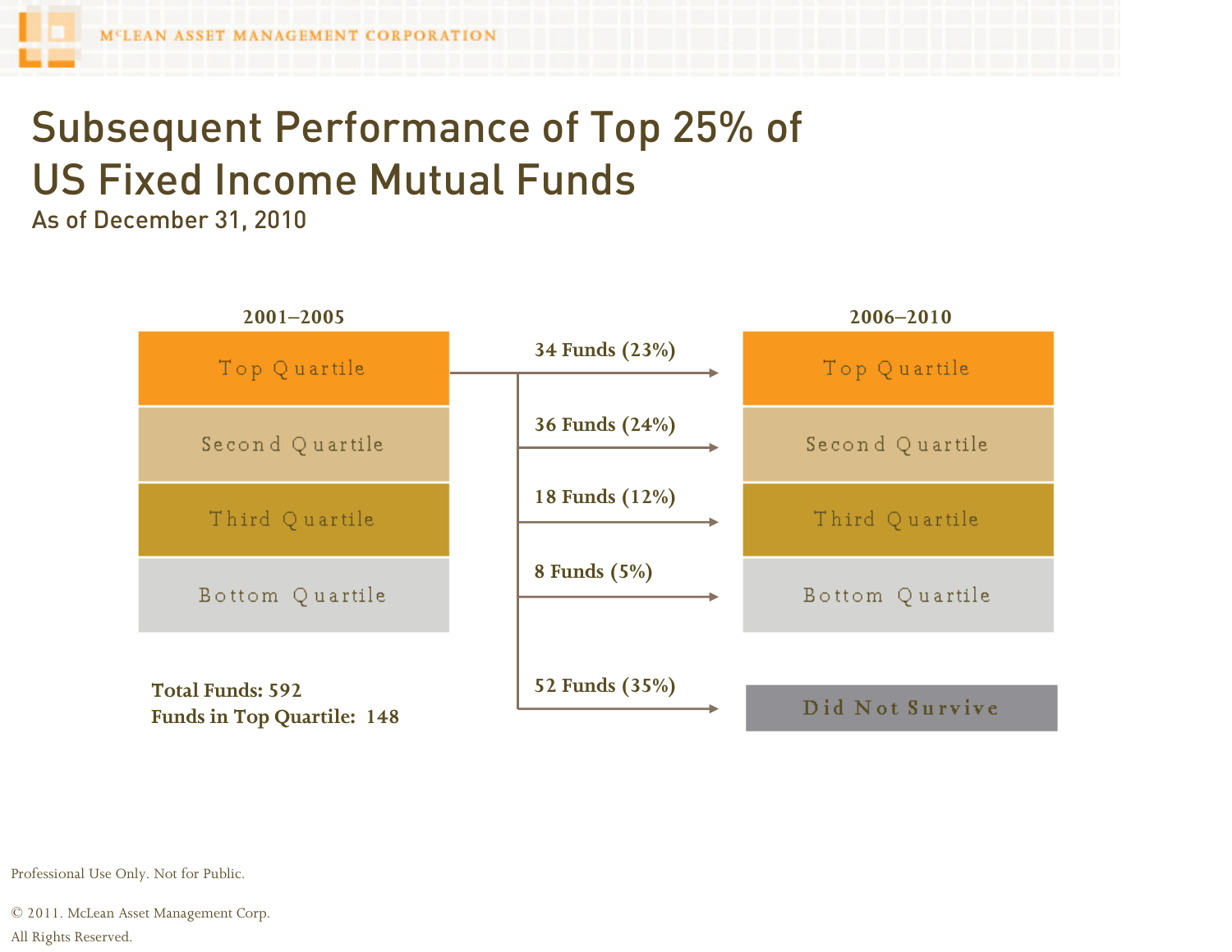# Subsequent Performance of Top 25% of US Fixed Income Mutual Funds

As of December 31, 2010

| 2001–2005 | | 2006–2010 |
|---|---|---|
| Top Quartile | 34 Funds (23%) → | Top Quartile |
| Second Quartile | 36 Funds (24%) → | Second Quartile |
| Third Quartile | 18 Funds (12%) → | Third Quartile |
| Bottom Quartile | 8 Funds (5%) → | Bottom Quartile |
| | 52 Funds (35%) → | Did Not Survive |

**Total Funds: 592**
**Funds in Top Quartile: 148**

Professional Use Only. Not for Public.

© 2011. McLean Asset Management Corp.
All Rights Reserved.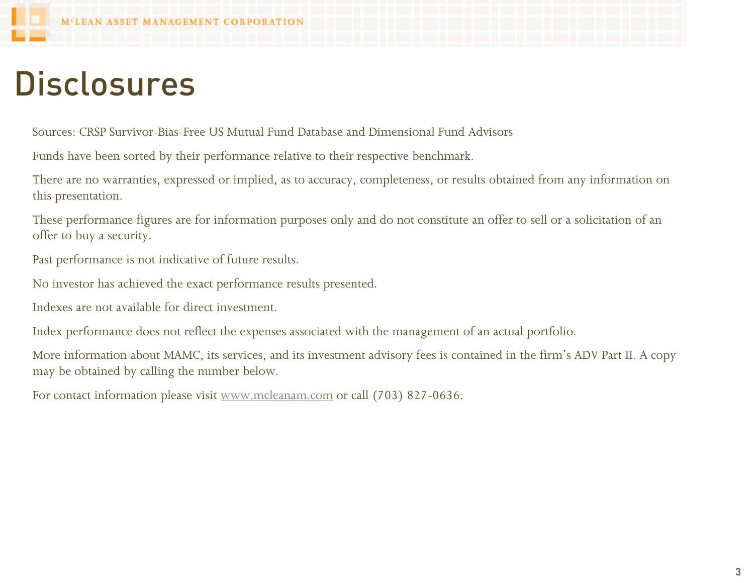# Disclosures

Sources: CRSP Survivor-Bias-Free US Mutual Fund Database and Dimensional Fund Advisors

Funds have been sorted by their performance relative to their respective benchmark.

There are no warranties, expressed or implied, as to accuracy, completeness, or results obtained from any information on this presentation.

These performance figures are for information purposes only and do not constitute an offer to sell or a solicitation of an offer to buy a security.

Past performance is not indicative of future results.

No investor has achieved the exact performance results presented.

Indexes are not available for direct investment.

Index performance does not reflect the expenses associated with the management of an actual portfolio.

More information about MAMC, its services, and its investment advisory fees is contained in the firm's ADV Part II. A copy may be obtained by calling the number below.

For contact information please visit www.mcleanam.com or call (703) 827-0636.